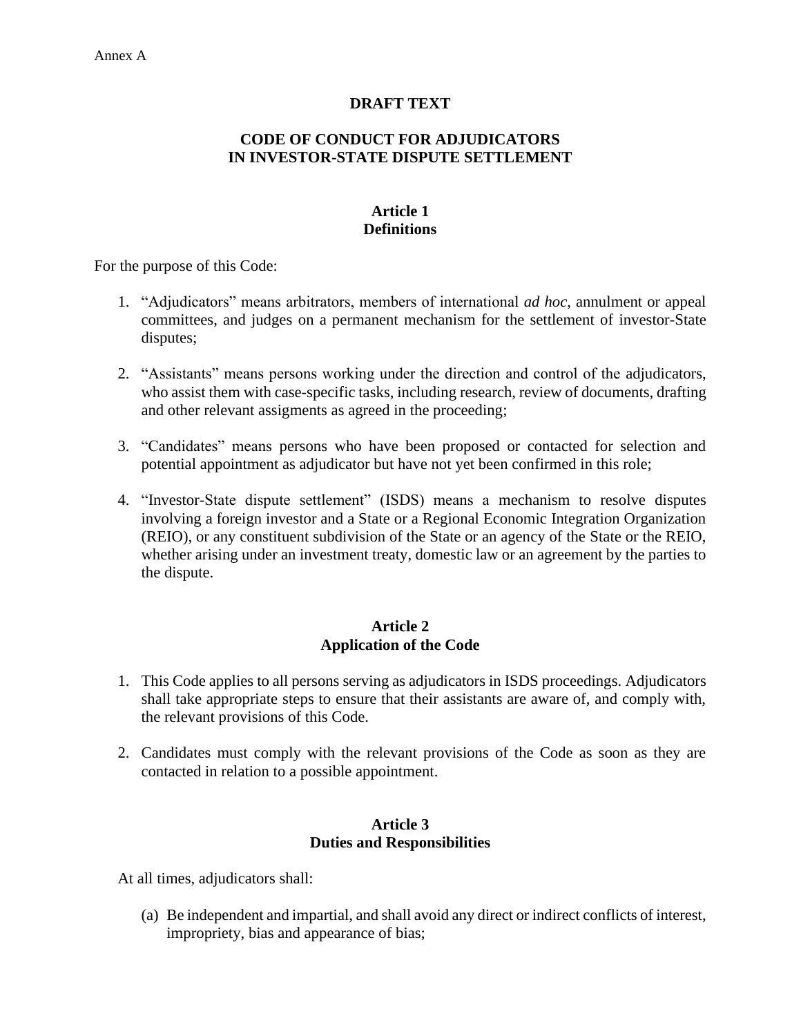Annex A

# DRAFT TEXT

# CODE OF CONDUCT FOR ADJUDICATORS IN INVESTOR-STATE DISPUTE SETTLEMENT

## Article 1
## Definitions

For the purpose of this Code:

1. "Adjudicators" means arbitrators, members of international *ad hoc*, annulment or appeal committees, and judges on a permanent mechanism for the settlement of investor-State disputes;

2. "Assistants" means persons working under the direction and control of the adjudicators, who assist them with case-specific tasks, including research, review of documents, drafting and other relevant assigments as agreed in the proceeding;

3. "Candidates" means persons who have been proposed or contacted for selection and potential appointment as adjudicator but have not yet been confirmed in this role;

4. "Investor-State dispute settlement" (ISDS) means a mechanism to resolve disputes involving a foreign investor and a State or a Regional Economic Integration Organization (REIO), or any constituent subdivision of the State or an agency of the State or the REIO, whether arising under an investment treaty, domestic law or an agreement by the parties to the dispute.

## Article 2
## Application of the Code

1. This Code applies to all persons serving as adjudicators in ISDS proceedings. Adjudicators shall take appropriate steps to ensure that their assistants are aware of, and comply with, the relevant provisions of this Code.

2. Candidates must comply with the relevant provisions of the Code as soon as they are contacted in relation to a possible appointment.

## Article 3
## Duties and Responsibilities

At all times, adjudicators shall:

(a) Be independent and impartial, and shall avoid any direct or indirect conflicts of interest, impropriety, bias and appearance of bias;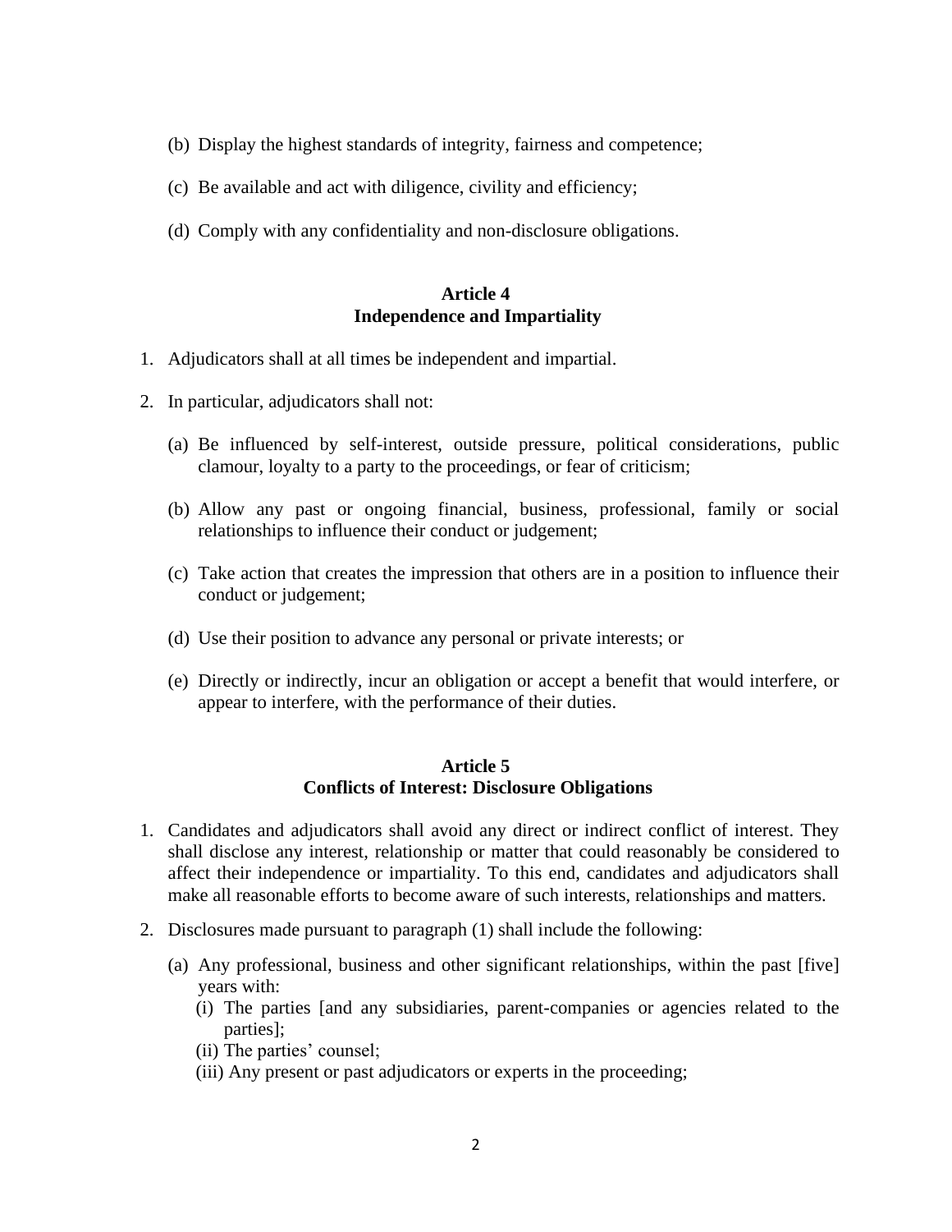(b) Display the highest standards of integrity, fairness and competence;

(c) Be available and act with diligence, civility and efficiency;

(d) Comply with any confidentiality and non-disclosure obligations.

### Article 4
### Independence and Impartiality

1. Adjudicators shall at all times be independent and impartial.

2. In particular, adjudicators shall not:

   (a) Be influenced by self-interest, outside pressure, political considerations, public clamour, loyalty to a party to the proceedings, or fear of criticism;

   (b) Allow any past or ongoing financial, business, professional, family or social relationships to influence their conduct or judgement;

   (c) Take action that creates the impression that others are in a position to influence their conduct or judgement;

   (d) Use their position to advance any personal or private interests; or

   (e) Directly or indirectly, incur an obligation or accept a benefit that would interfere, or appear to interfere, with the performance of their duties.

### Article 5
### Conflicts of Interest: Disclosure Obligations

1. Candidates and adjudicators shall avoid any direct or indirect conflict of interest. They shall disclose any interest, relationship or matter that could reasonably be considered to affect their independence or impartiality. To this end, candidates and adjudicators shall make all reasonable efforts to become aware of such interests, relationships and matters.

2. Disclosures made pursuant to paragraph (1) shall include the following:

   (a) Any professional, business and other significant relationships, within the past [five] years with:
      (i) The parties [and any subsidiaries, parent-companies or agencies related to the parties];
      (ii) The parties' counsel;
      (iii) Any present or past adjudicators or experts in the proceeding;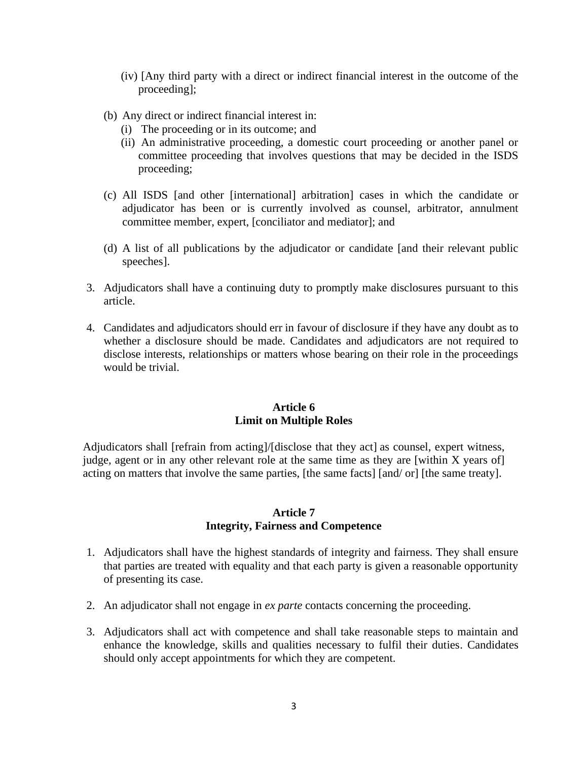(iv) [Any third party with a direct or indirect financial interest in the outcome of the proceeding];

(b) Any direct or indirect financial interest in:
   (i) The proceeding or in its outcome; and
   (ii) An administrative proceeding, a domestic court proceeding or another panel or committee proceeding that involves questions that may be decided in the ISDS proceeding;

(c) All ISDS [and other [international] arbitration] cases in which the candidate or adjudicator has been or is currently involved as counsel, arbitrator, annulment committee member, expert, [conciliator and mediator]; and

(d) A list of all publications by the adjudicator or candidate [and their relevant public speeches].

3. Adjudicators shall have a continuing duty to promptly make disclosures pursuant to this article.

4. Candidates and adjudicators should err in favour of disclosure if they have any doubt as to whether a disclosure should be made. Candidates and adjudicators are not required to disclose interests, relationships or matters whose bearing on their role in the proceedings would be trivial.

## Article 6
## Limit on Multiple Roles

Adjudicators shall [refrain from acting]/[disclose that they act] as counsel, expert witness, judge, agent or in any other relevant role at the same time as they are [within X years of] acting on matters that involve the same parties, [the same facts] [and/ or] [the same treaty].

## Article 7
## Integrity, Fairness and Competence

1. Adjudicators shall have the highest standards of integrity and fairness. They shall ensure that parties are treated with equality and that each party is given a reasonable opportunity of presenting its case.

2. An adjudicator shall not engage in *ex parte* contacts concerning the proceeding.

3. Adjudicators shall act with competence and shall take reasonable steps to maintain and enhance the knowledge, skills and qualities necessary to fulfil their duties. Candidates should only accept appointments for which they are competent.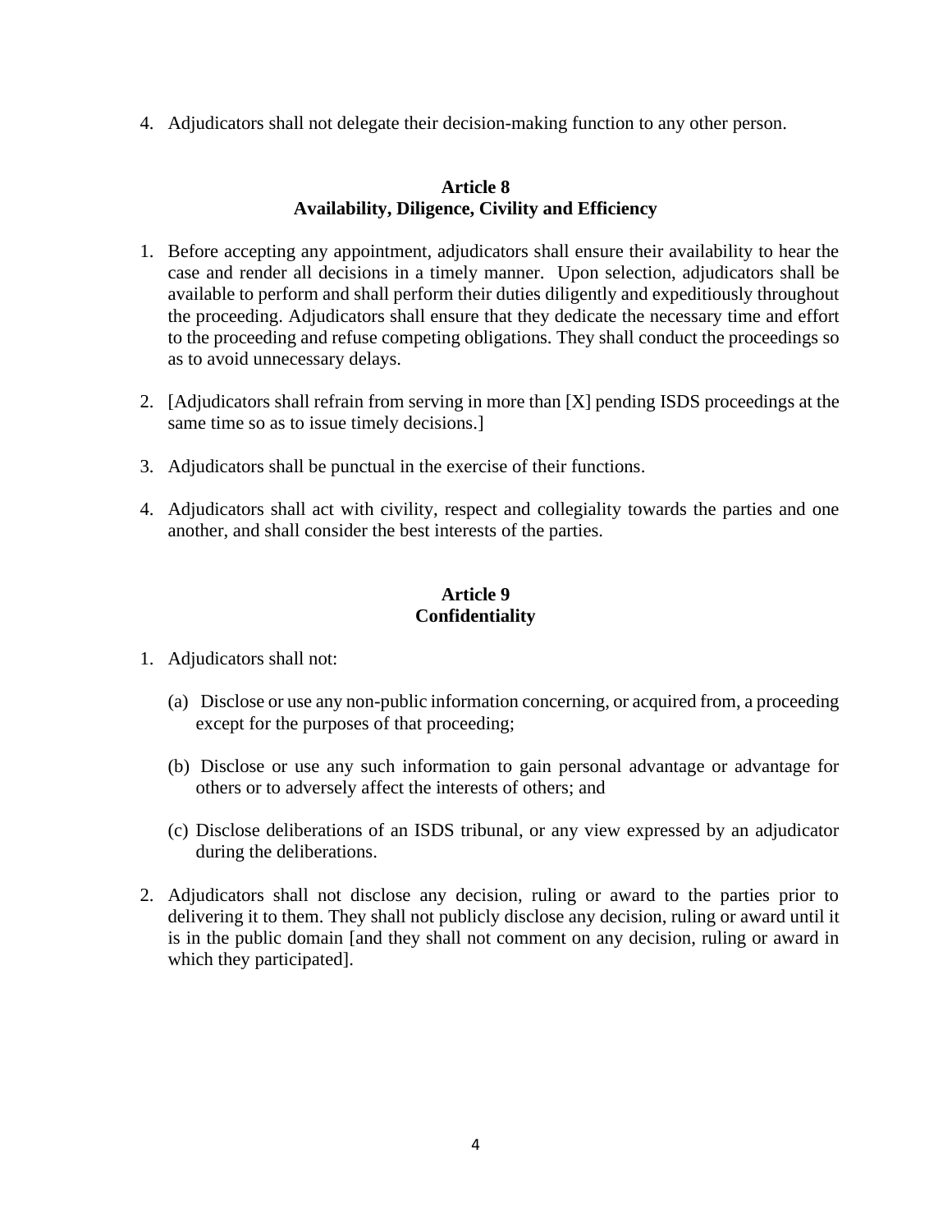4. Adjudicators shall not delegate their decision-making function to any other person.

**Article 8**
**Availability, Diligence, Civility and Efficiency**

1. Before accepting any appointment, adjudicators shall ensure their availability to hear the case and render all decisions in a timely manner. Upon selection, adjudicators shall be available to perform and shall perform their duties diligently and expeditiously throughout the proceeding. Adjudicators shall ensure that they dedicate the necessary time and effort to the proceeding and refuse competing obligations. They shall conduct the proceedings so as to avoid unnecessary delays.

2. [Adjudicators shall refrain from serving in more than [X] pending ISDS proceedings at the same time so as to issue timely decisions.]

3. Adjudicators shall be punctual in the exercise of their functions.

4. Adjudicators shall act with civility, respect and collegiality towards the parties and one another, and shall consider the best interests of the parties.

**Article 9**
**Confidentiality**

1. Adjudicators shall not:

   (a) Disclose or use any non-public information concerning, or acquired from, a proceeding except for the purposes of that proceeding;

   (b) Disclose or use any such information to gain personal advantage or advantage for others or to adversely affect the interests of others; and

   (c) Disclose deliberations of an ISDS tribunal, or any view expressed by an adjudicator during the deliberations.

2. Adjudicators shall not disclose any decision, ruling or award to the parties prior to delivering it to them. They shall not publicly disclose any decision, ruling or award until it is in the public domain [and they shall not comment on any decision, ruling or award in which they participated].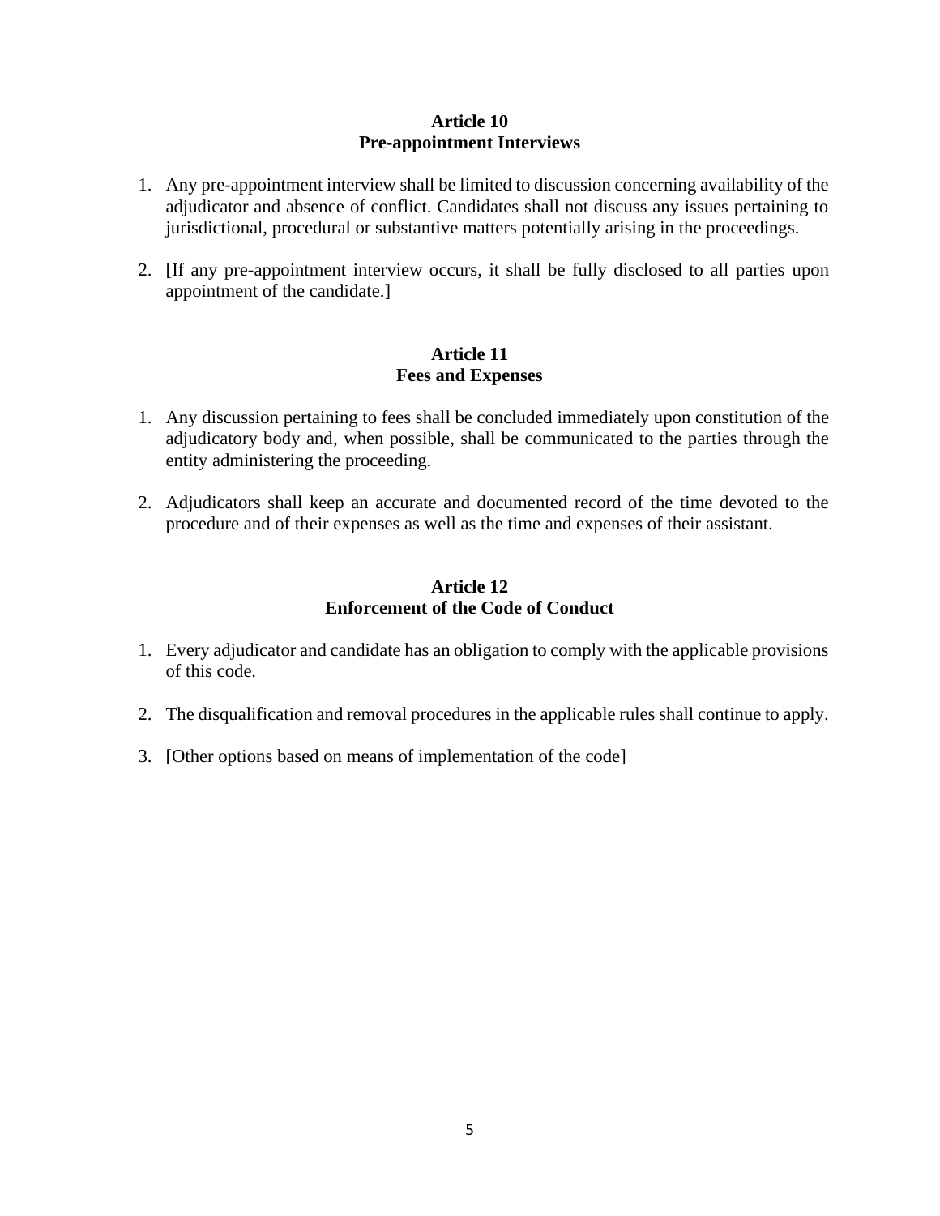## Article 10
## Pre-appointment Interviews

1. Any pre-appointment interview shall be limited to discussion concerning availability of the adjudicator and absence of conflict. Candidates shall not discuss any issues pertaining to jurisdictional, procedural or substantive matters potentially arising in the proceedings.

2. [If any pre-appointment interview occurs, it shall be fully disclosed to all parties upon appointment of the candidate.]

## Article 11
## Fees and Expenses

1. Any discussion pertaining to fees shall be concluded immediately upon constitution of the adjudicatory body and, when possible, shall be communicated to the parties through the entity administering the proceeding.

2. Adjudicators shall keep an accurate and documented record of the time devoted to the procedure and of their expenses as well as the time and expenses of their assistant.

## Article 12
## Enforcement of the Code of Conduct

1. Every adjudicator and candidate has an obligation to comply with the applicable provisions of this code.

2. The disqualification and removal procedures in the applicable rules shall continue to apply.

3. [Other options based on means of implementation of the code]